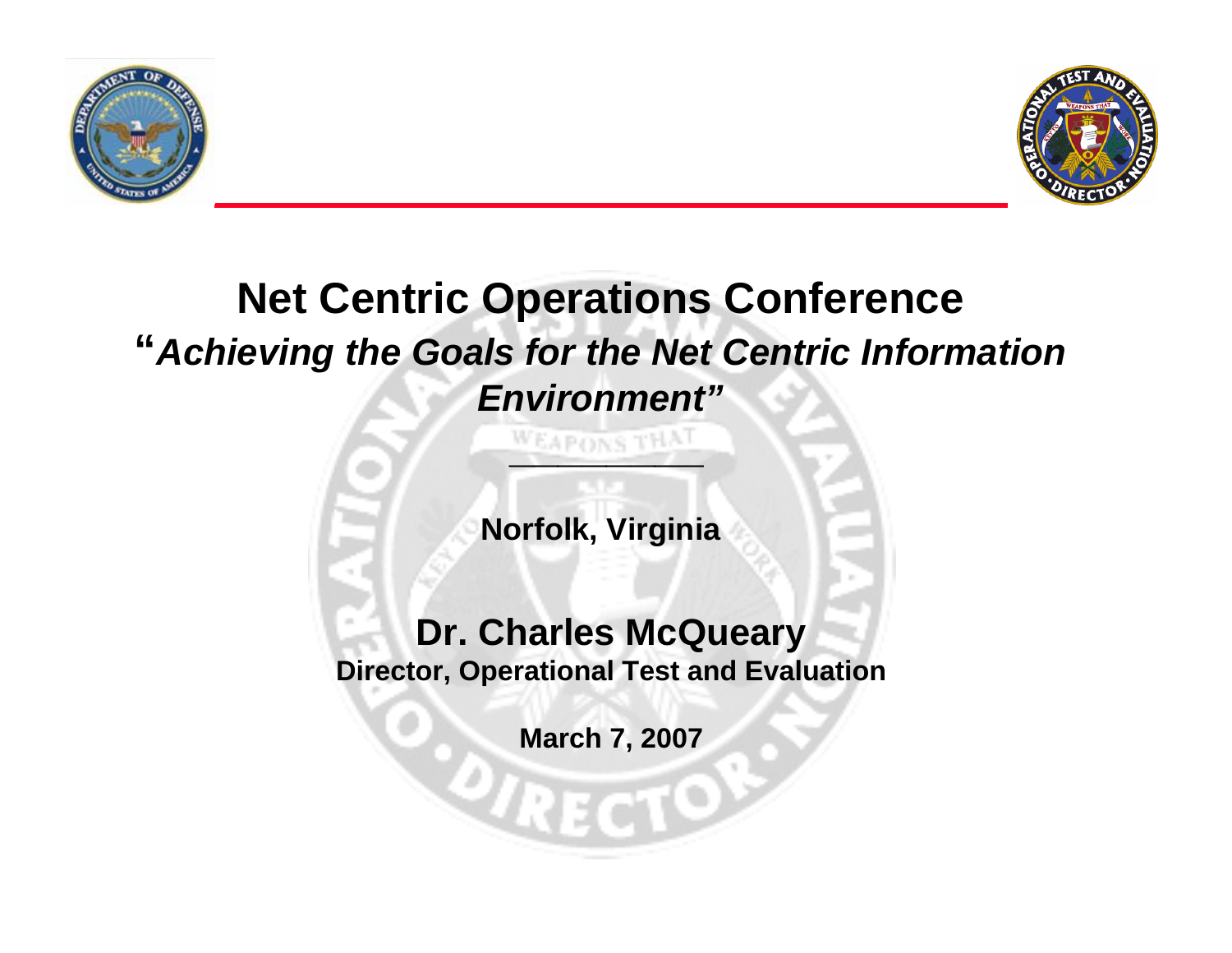# Net Centric Operations Conference

## "*Achieving the Goals for the Net Centric Information Environment"*

---

**Norfolk, Virginia**

**Dr. Charles McQueary**

**Director, Operational Test and Evaluation**

**March 7, 2007**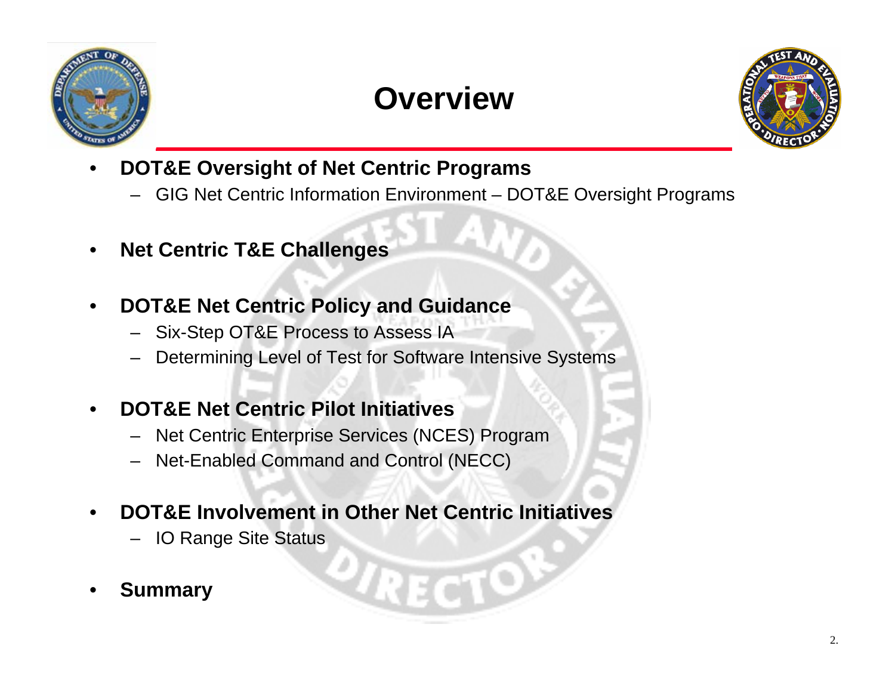# Overview

- **DOT&E Oversight of Net Centric Programs**
  - GIG Net Centric Information Environment – DOT&E Oversight Programs
- **Net Centric T&E Challenges**
- **DOT&E Net Centric Policy and Guidance**
  - Six-Step OT&E Process to Assess IA
  - Determining Level of Test for Software Intensive Systems
- **DOT&E Net Centric Pilot Initiatives**
  - Net Centric Enterprise Services (NCES) Program
  - Net-Enabled Command and Control (NECC)
- **DOT&E Involvement in Other Net Centric Initiatives**
  - IO Range Site Status
- **Summary**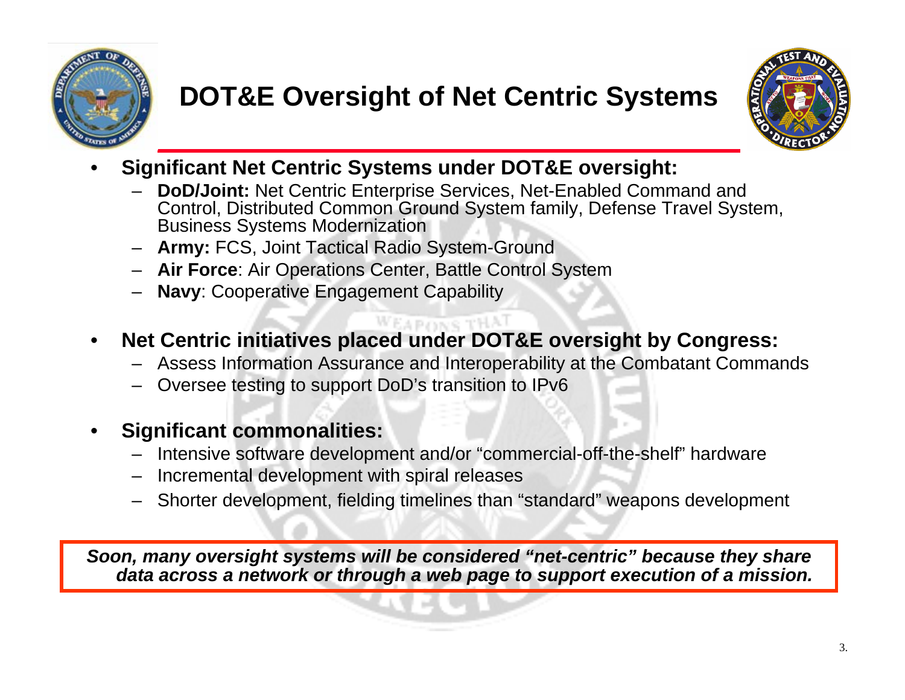# DOT&E Oversight of Net Centric Systems

- **Significant Net Centric Systems under DOT&E oversight:**
  - **DoD/Joint:** Net Centric Enterprise Services, Net-Enabled Command and Control, Distributed Common Ground System family, Defense Travel System, Business Systems Modernization
  - **Army:** FCS, Joint Tactical Radio System-Ground
  - **Air Force**: Air Operations Center, Battle Control System
  - **Navy**: Cooperative Engagement Capability
- **Net Centric initiatives placed under DOT&E oversight by Congress:**
  - Assess Information Assurance and Interoperability at the Combatant Commands
  - Oversee testing to support DoD's transition to IPv6
- **Significant commonalities:**
  - Intensive software development and/or "commercial-off-the-shelf" hardware
  - Incremental development with spiral releases
  - Shorter development, fielding timelines than "standard" weapons development

***Soon, many oversight systems will be considered "net-centric" because they share data across a network or through a web page to support execution of a mission.***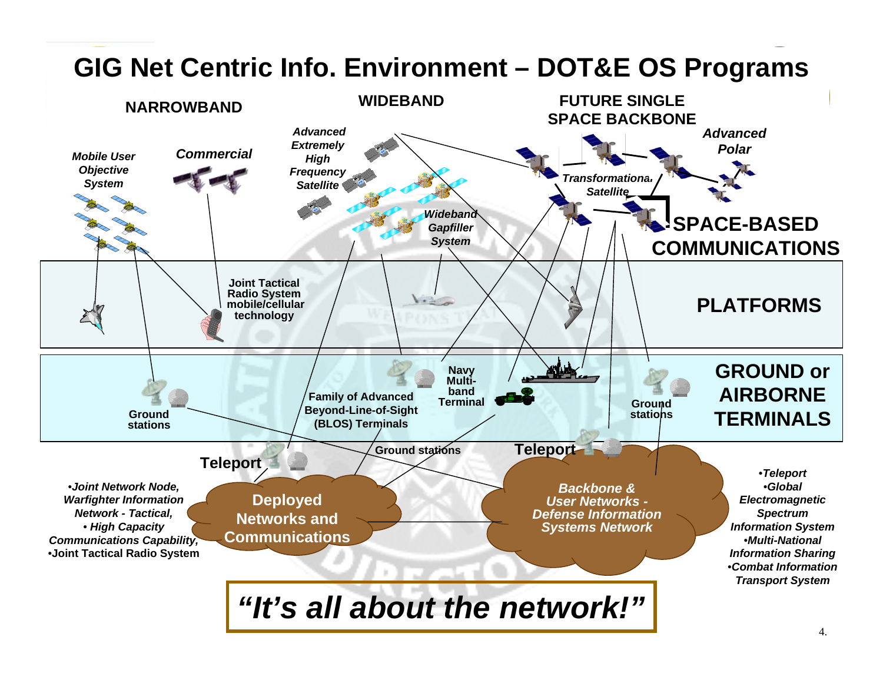# GIG Net Centric Info. Environment – DOT&E OS Programs

**NARROWBAND**

*Mobile User Objective System*

*Commercial*

**WIDEBAND**

*Advanced Extremely High Frequency Satellite*

*Wideband Gapfiller System*

**FUTURE SINGLE SPACE BACKBONE**

*Transformational Satellite*

*Advanced Polar*

**SPACE-BASED COMMUNICATIONS**

**PLATFORMS**

**Joint Tactical Radio System mobile/cellular technology**

**GROUND or AIRBORNE TERMINALS**

**Ground stations**

**Family of Advanced Beyond-Line-of-Sight (BLOS) Terminals**

**Navy Multi-band Terminal**

**Ground stations**

**Ground stations**

**Teleport**

**Teleport**

**Deployed Networks and Communications**

***Backbone & User Networks - Defense Information Systems Network***

- ***Joint Network Node, Warfighter Information Network - Tactical,***
- ***High Capacity Communications Capability,***
- **Joint Tactical Radio System**

- ***Teleport***
- ***Global Electromagnetic Spectrum Information System***
- ***Multi-National Information Sharing***
- ***Combat Information Transport System***

***"It's all about the network!"***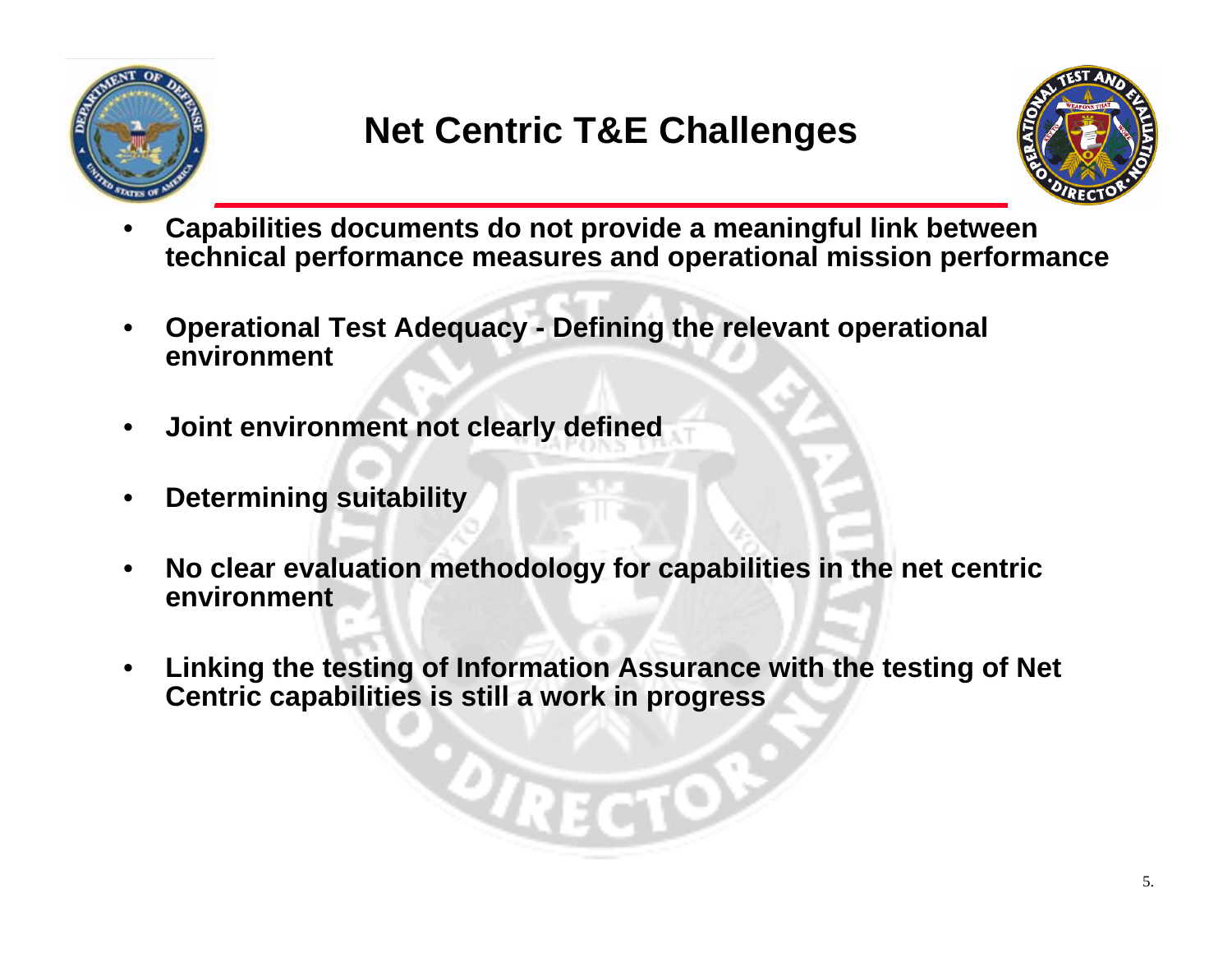# Net Centric T&E Challenges

- **Capabilities documents do not provide a meaningful link between technical performance measures and operational mission performance**
- **Operational Test Adequacy - Defining the relevant operational environment**
- **Joint environment not clearly defined**
- **Determining suitability**
- **No clear evaluation methodology for capabilities in the net centric environment**
- **Linking the testing of Information Assurance with the testing of Net Centric capabilities is still a work in progress**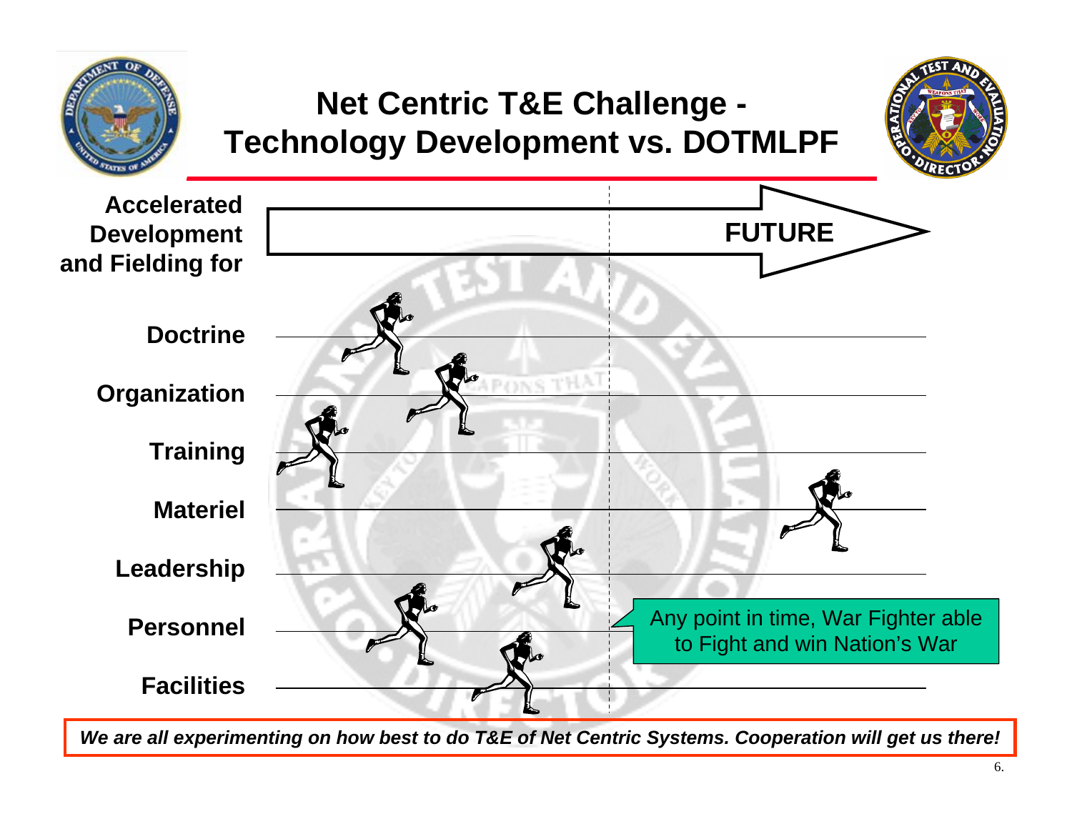# Net Centric T&E Challenge - Technology Development vs. DOTMLPF

**Accelerated Development and Fielding for**

**FUTURE**

**Doctrine**

**Organization**

**Training**

**Materiel**

**Leadership**

**Personnel**

**Facilities**

Any point in time, War Fighter able to Fight and win Nation's War

***We are all experimenting on how best to do T&E of Net Centric Systems. Cooperation will get us there!***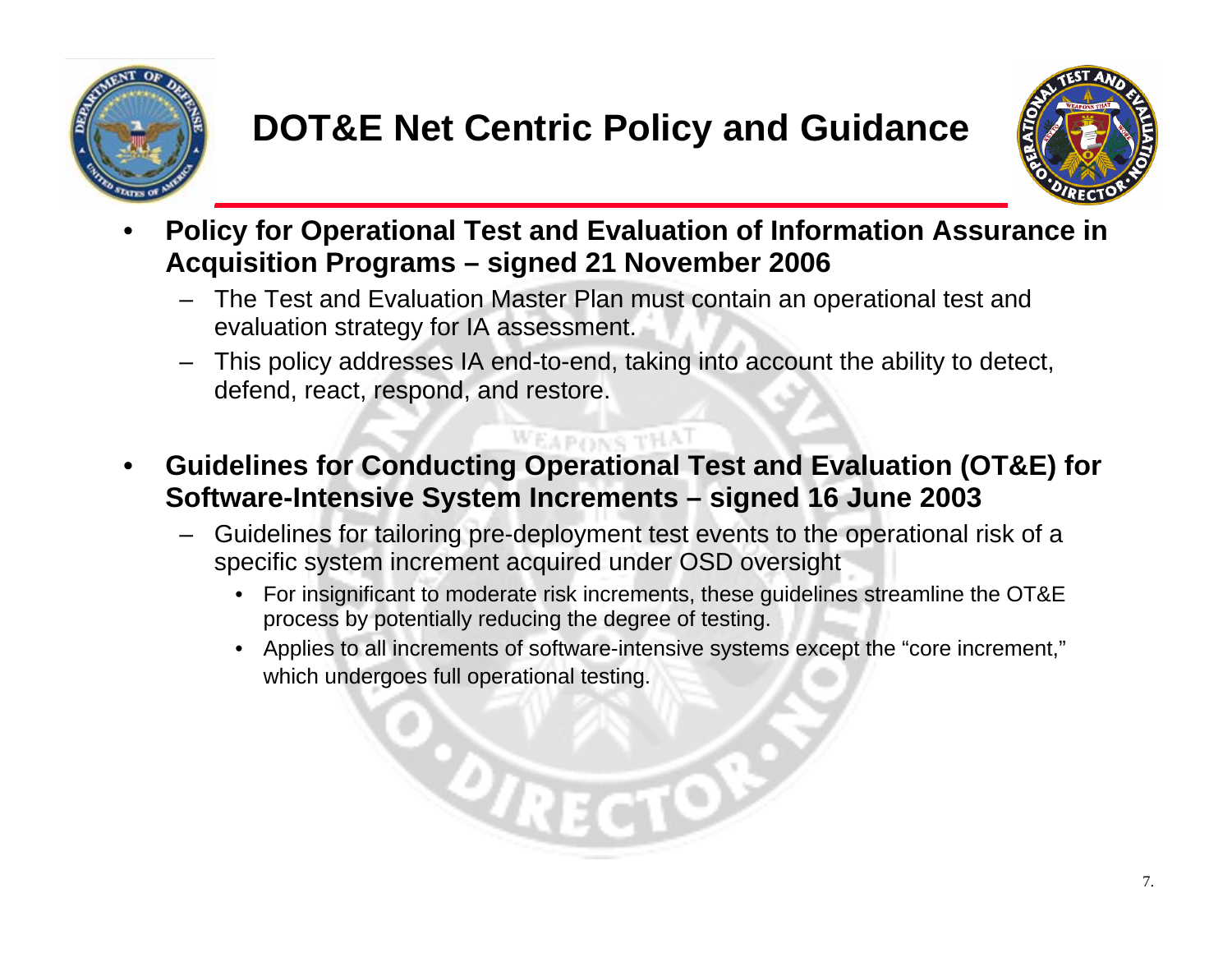# DOT&E Net Centric Policy and Guidance

- **Policy for Operational Test and Evaluation of Information Assurance in Acquisition Programs – signed 21 November 2006**
  - The Test and Evaluation Master Plan must contain an operational test and evaluation strategy for IA assessment.
  - This policy addresses IA end-to-end, taking into account the ability to detect, defend, react, respond, and restore.

- **Guidelines for Conducting Operational Test and Evaluation (OT&E) for Software-Intensive System Increments – signed 16 June 2003**
  - Guidelines for tailoring pre-deployment test events to the operational risk of a specific system increment acquired under OSD oversight
    - For insignificant to moderate risk increments, these guidelines streamline the OT&E process by potentially reducing the degree of testing.
    - Applies to all increments of software-intensive systems except the "core increment," which undergoes full operational testing.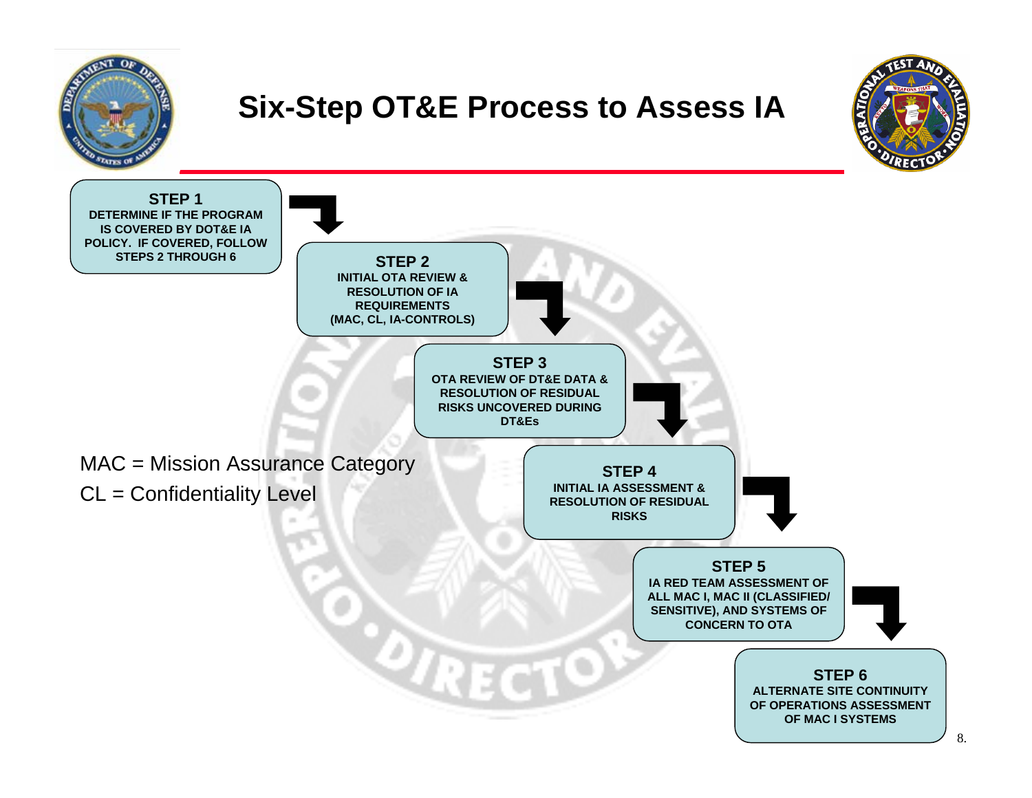# Six-Step OT&E Process to Assess IA

**STEP 1**
DETERMINE IF THE PROGRAM IS COVERED BY DOT&E IA POLICY. IF COVERED, FOLLOW STEPS 2 THROUGH 6

**STEP 2**
INITIAL OTA REVIEW & RESOLUTION OF IA REQUIREMENTS (MAC, CL, IA-CONTROLS)

**STEP 3**
OTA REVIEW OF DT&E DATA & RESOLUTION OF RESIDUAL RISKS UNCOVERED DURING DT&Es

**STEP 4**
INITIAL IA ASSESSMENT & RESOLUTION OF RESIDUAL RISKS

**STEP 5**
IA RED TEAM ASSESSMENT OF ALL MAC I, MAC II (CLASSIFIED/ SENSITIVE), AND SYSTEMS OF CONCERN TO OTA

**STEP 6**
ALTERNATE SITE CONTINUITY OF OPERATIONS ASSESSMENT OF MAC I SYSTEMS

MAC = Mission Assurance Category

CL = Confidentiality Level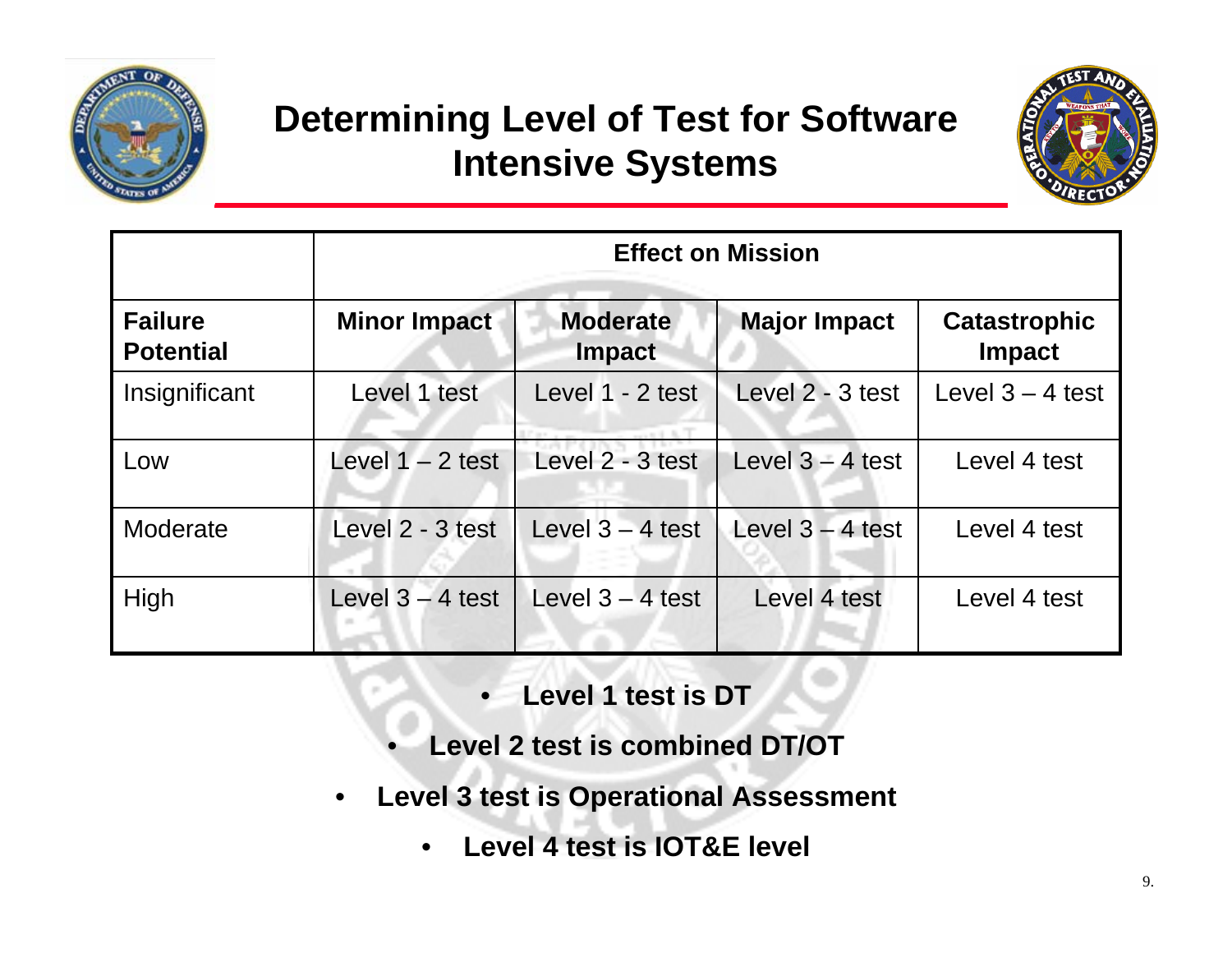# Determining Level of Test for Software Intensive Systems

| | Effect on Mission | | | |
|---|---|---|---|---|
| **Failure Potential** | **Minor Impact** | **Moderate Impact** | **Major Impact** | **Catastrophic Impact** |
| Insignificant | Level 1 test | Level 1 - 2 test | Level 2 - 3 test | Level 3 – 4 test |
| Low | Level 1 – 2 test | Level 2 - 3 test | Level 3 – 4 test | Level 4 test |
| Moderate | Level 2 - 3 test | Level 3 – 4 test | Level 3 – 4 test | Level 4 test |
| High | Level 3 – 4 test | Level 3 – 4 test | Level 4 test | Level 4 test |

- **Level 1 test is DT**
- **Level 2 test is combined DT/OT**
- **Level 3 test is Operational Assessment**
- **Level 4 test is IOT&E level**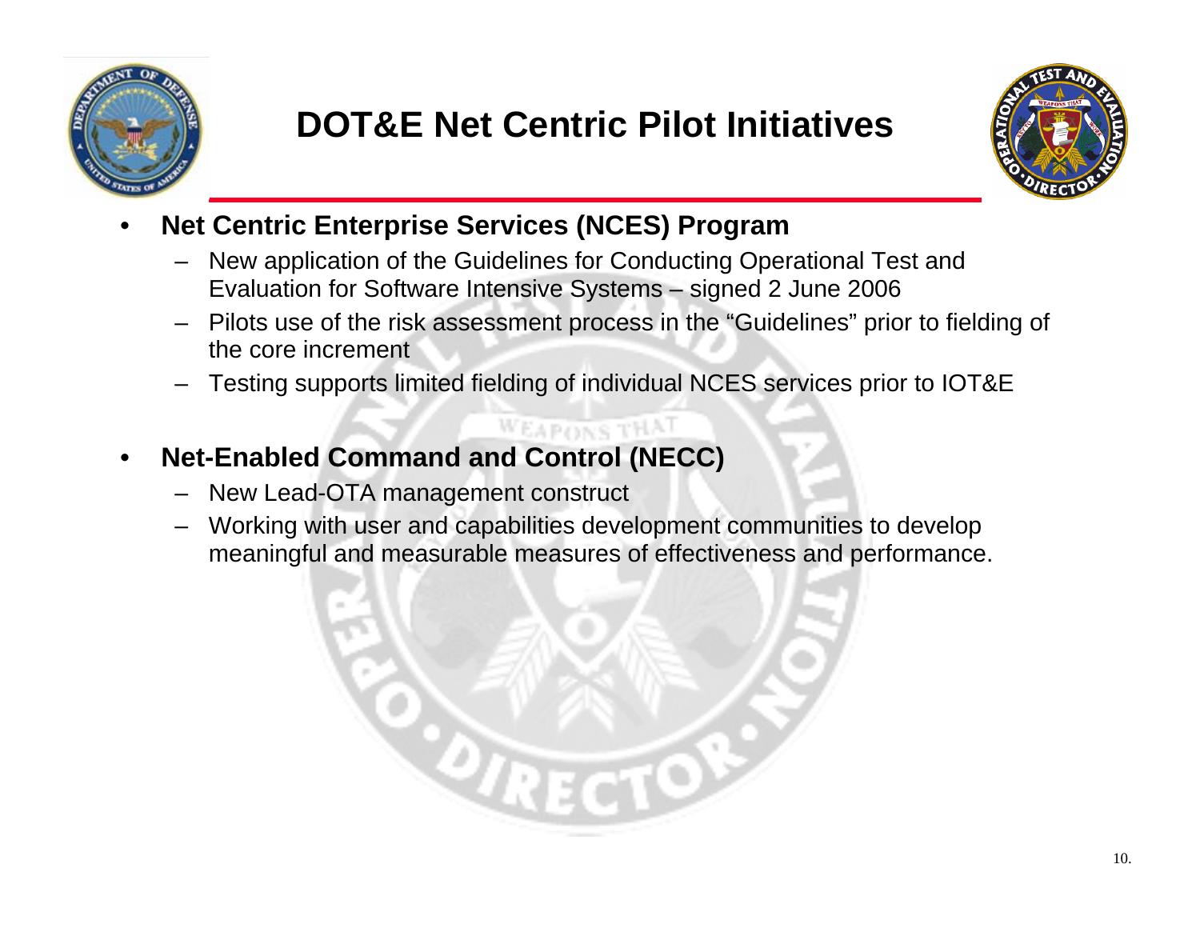# DOT&E Net Centric Pilot Initiatives

- **Net Centric Enterprise Services (NCES) Program**
  - New application of the Guidelines for Conducting Operational Test and Evaluation for Software Intensive Systems – signed 2 June 2006
  - Pilots use of the risk assessment process in the "Guidelines" prior to fielding of the core increment
  - Testing supports limited fielding of individual NCES services prior to IOT&E

- **Net-Enabled Command and Control (NECC)**
  - New Lead-OTA management construct
  - Working with user and capabilities development communities to develop meaningful and measurable measures of effectiveness and performance.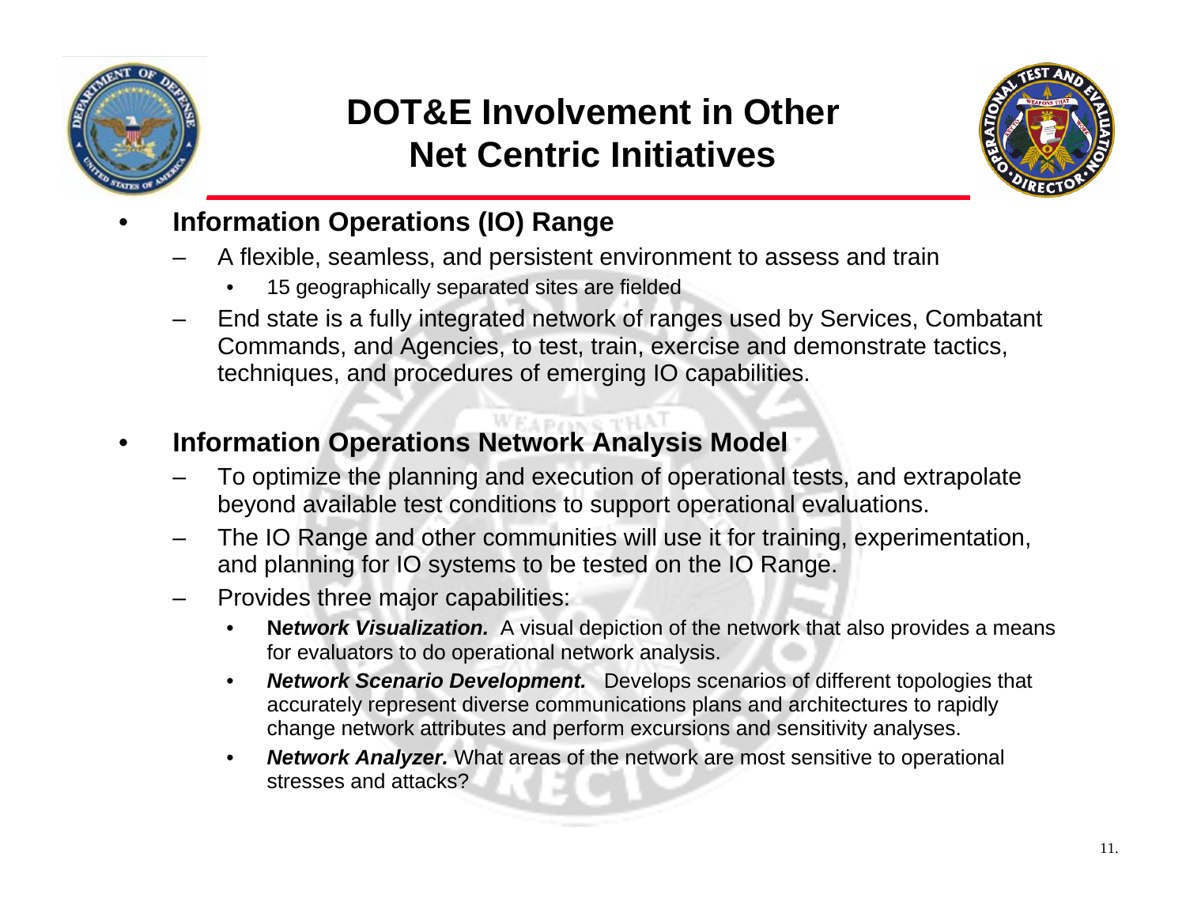# DOT&E Involvement in Other Net Centric Initiatives

- **Information Operations (IO) Range**
  - A flexible, seamless, and persistent environment to assess and train
    - 15 geographically separated sites are fielded
  - End state is a fully integrated network of ranges used by Services, Combatant Commands, and Agencies, to test, train, exercise and demonstrate tactics, techniques, and procedures of emerging IO capabilities.

- **Information Operations Network Analysis Model**
  - To optimize the planning and execution of operational tests, and extrapolate beyond available test conditions to support operational evaluations.
  - The IO Range and other communities will use it for training, experimentation, and planning for IO systems to be tested on the IO Range.
  - Provides three major capabilities:
    - **N*etwork Visualization.*** A visual depiction of the network that also provides a means for evaluators to do operational network analysis.
    - ***Network Scenario Development.*** Develops scenarios of different topologies that accurately represent diverse communications plans and architectures to rapidly change network attributes and perform excursions and sensitivity analyses.
    - ***Network Analyzer.*** What areas of the network are most sensitive to operational stresses and attacks?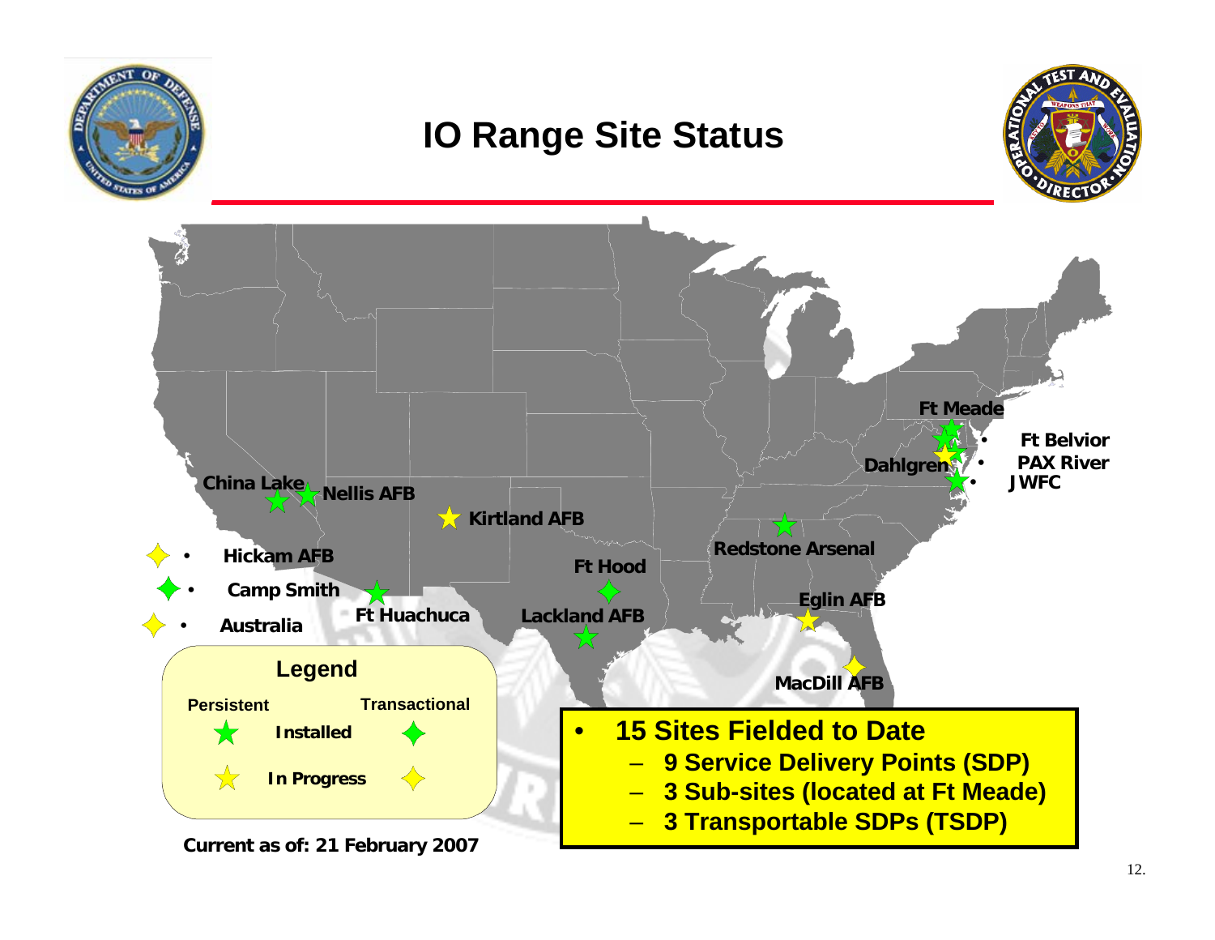# IO Range Site Status

China Lake

Nellis AFB

Kirtland AFB

Ft Hood

Lackland AFB

Ft Huachuca

Redstone Arsenal

Eglin AFB

MacDill AFB

Ft Meade

Dahlgren

- Ft Belvior
- PAX River
- JWFC

- Hickam AFB
- Camp Smith
- Australia

**Legend**

| Persistent | | Transactional |
|---|---|---|
| ★ (green) | Installed | ✦ (green) |
| ★ (yellow) | In Progress | ✦ (yellow) |

Current as of: 21 February 2007

- **15 Sites Fielded to Date**
  - **9 Service Delivery Points (SDP)**
  - **3 Sub-sites (located at Ft Meade)**
  - **3 Transportable SDPs (TSDP)**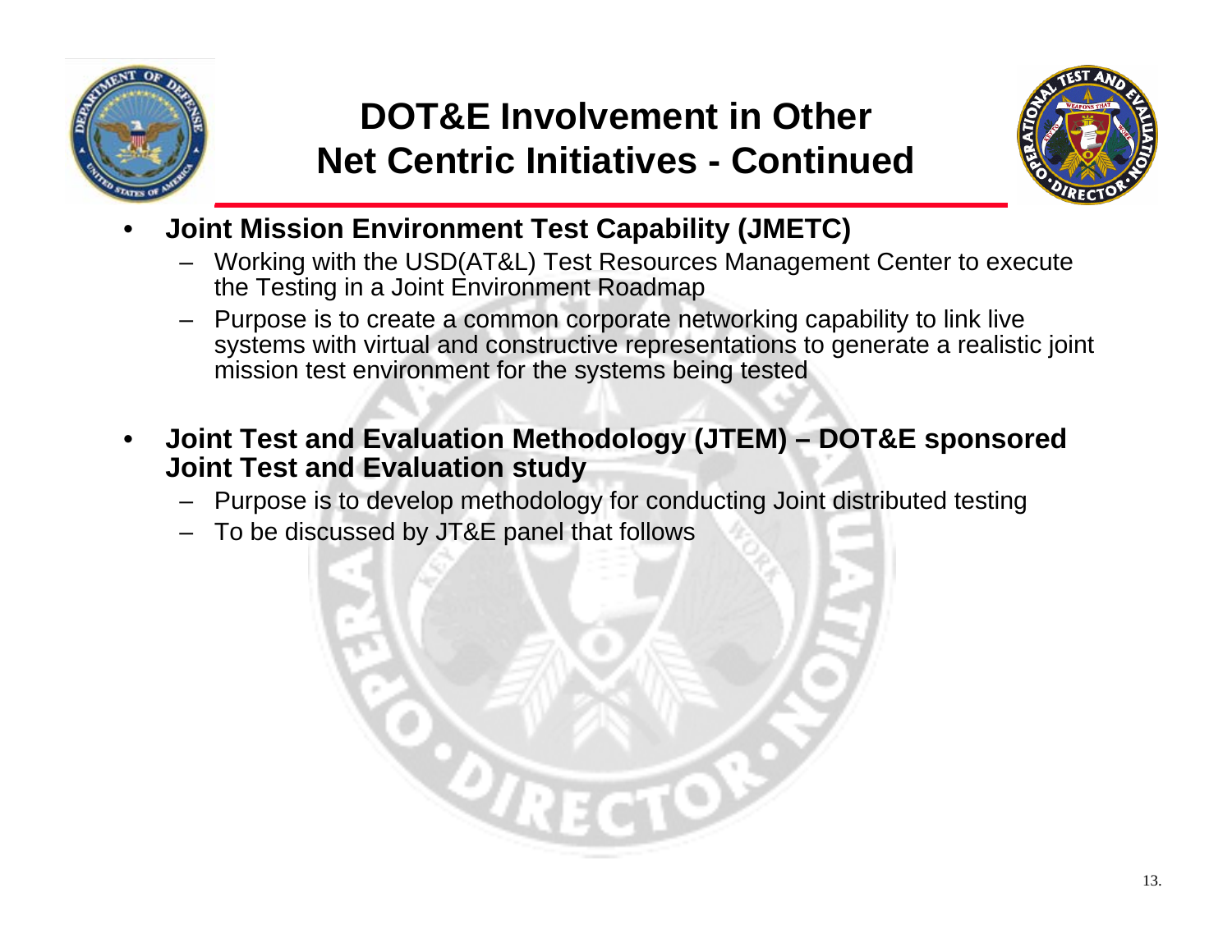# DOT&E Involvement in Other Net Centric Initiatives - Continued

- **Joint Mission Environment Test Capability (JMETC)**
  - Working with the USD(AT&L) Test Resources Management Center to execute the Testing in a Joint Environment Roadmap
  - Purpose is to create a common corporate networking capability to link live systems with virtual and constructive representations to generate a realistic joint mission test environment for the systems being tested
- **Joint Test and Evaluation Methodology (JTEM) – DOT&E sponsored Joint Test and Evaluation study**
  - Purpose is to develop methodology for conducting Joint distributed testing
  - To be discussed by JT&E panel that follows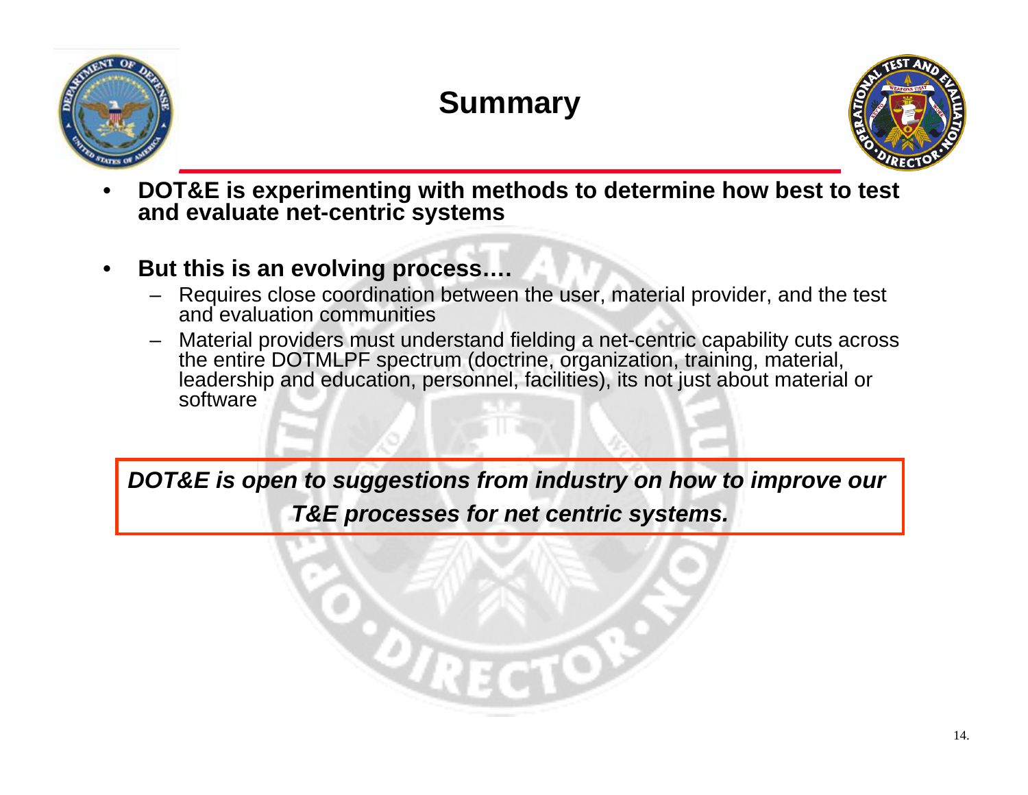# Summary

- **DOT&E is experimenting with methods to determine how best to test and evaluate net-centric systems**
- **But this is an evolving process….**
  - Requires close coordination between the user, material provider, and the test and evaluation communities
  - Material providers must understand fielding a net-centric capability cuts across the entire DOTMLPF spectrum (doctrine, organization, training, material, leadership and education, personnel, facilities), its not just about material or software

***DOT&E is open to suggestions from industry on how to improve our T&E processes for net centric systems.***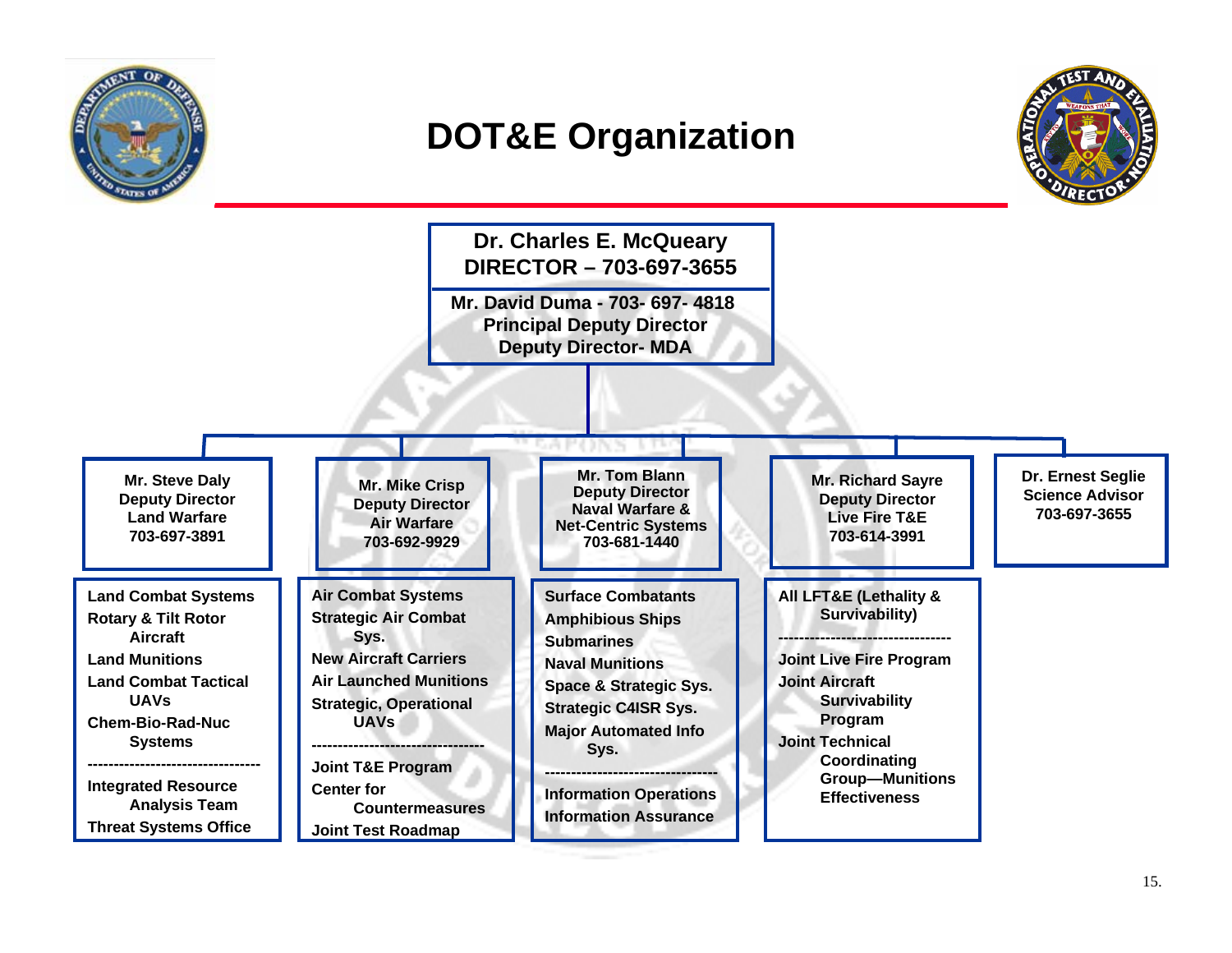# DOT&E Organization

**Dr. Charles E. McQueary**
**DIRECTOR – 703-697-3655**

**Mr. David Duma - 703- 697- 4818**
**Principal Deputy Director**
**Deputy Director- MDA**

---

**Mr. Steve Daly**
**Deputy Director**
**Land Warfare**
**703-697-3891**

- Land Combat Systems
- Rotary & Tilt Rotor Aircraft
- Land Munitions
- Land Combat Tactical UAVs
- Chem-Bio-Rad-Nuc Systems

---

- Integrated Resource Analysis Team
- Threat Systems Office

---

**Mr. Mike Crisp**
**Deputy Director**
**Air Warfare**
**703-692-9929**

- Air Combat Systems
- Strategic Air Combat Sys.
- New Aircraft Carriers
- Air Launched Munitions
- Strategic, Operational UAVs

---

- Joint T&E Program
- Center for Countermeasures
- Joint Test Roadmap

---

**Mr. Tom Blann**
**Deputy Director**
**Naval Warfare &**
**Net-Centric Systems**
**703-681-1440**

- Surface Combatants
- Amphibious Ships
- Submarines
- Naval Munitions
- Space & Strategic Sys.
- Strategic C4ISR Sys.
- Major Automated Info Sys.

---

- Information Operations
- Information Assurance

---

**Mr. Richard Sayre**
**Deputy Director**
**Live Fire T&E**
**703-614-3991**

- All LFT&E (Lethality & Survivability)

---

- Joint Live Fire Program
- Joint Aircraft Survivability Program
- Joint Technical Coordinating Group—Munitions Effectiveness

---

**Dr. Ernest Seglie**
**Science Advisor**
**703-697-3655**